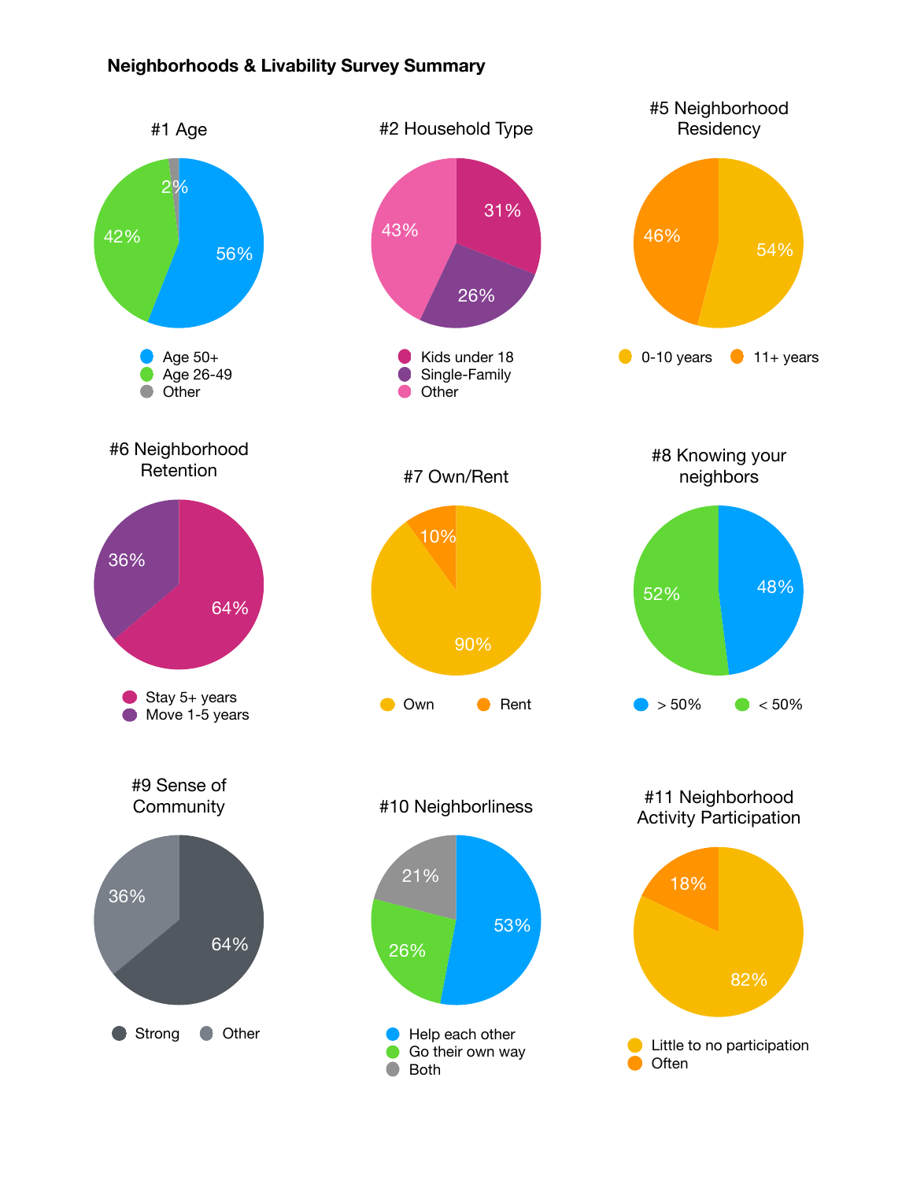# Neighborhoods & Livability Survey Summary

### #1 Age

| Category | Percent |
|---|---|
| Age 50+ | 56% |
| Age 26-49 | 42% |
| Other | 2% |

### #2 Household Type

| Category | Percent |
|---|---|
| Kids under 18 | 31% |
| Single-Family | 26% |
| Other | 43% |

### #5 Neighborhood Residency

| Category | Percent |
|---|---|
| 0-10 years | 54% |
| 11+ years | 46% |

### #6 Neighborhood Retention

| Category | Percent |
|---|---|
| Stay 5+ years | 64% |
| Move 1-5 years | 36% |

### #7 Own/Rent

| Category | Percent |
|---|---|
| Own | 90% |
| Rent | 10% |

### #8 Knowing your neighbors

| Category | Percent |
|---|---|
| > 50% | 48% |
| < 50% | 52% |

### #9 Sense of Community

| Category | Percent |
|---|---|
| Strong | 64% |
| Other | 36% |

### #10 Neighborliness

| Category | Percent |
|---|---|
| Help each other | 53% |
| Go their own way | 26% |
| Both | 21% |

### #11 Neighborhood Activity Participation

| Category | Percent |
|---|---|
| Little to no participation | 82% |
| Often | 18% |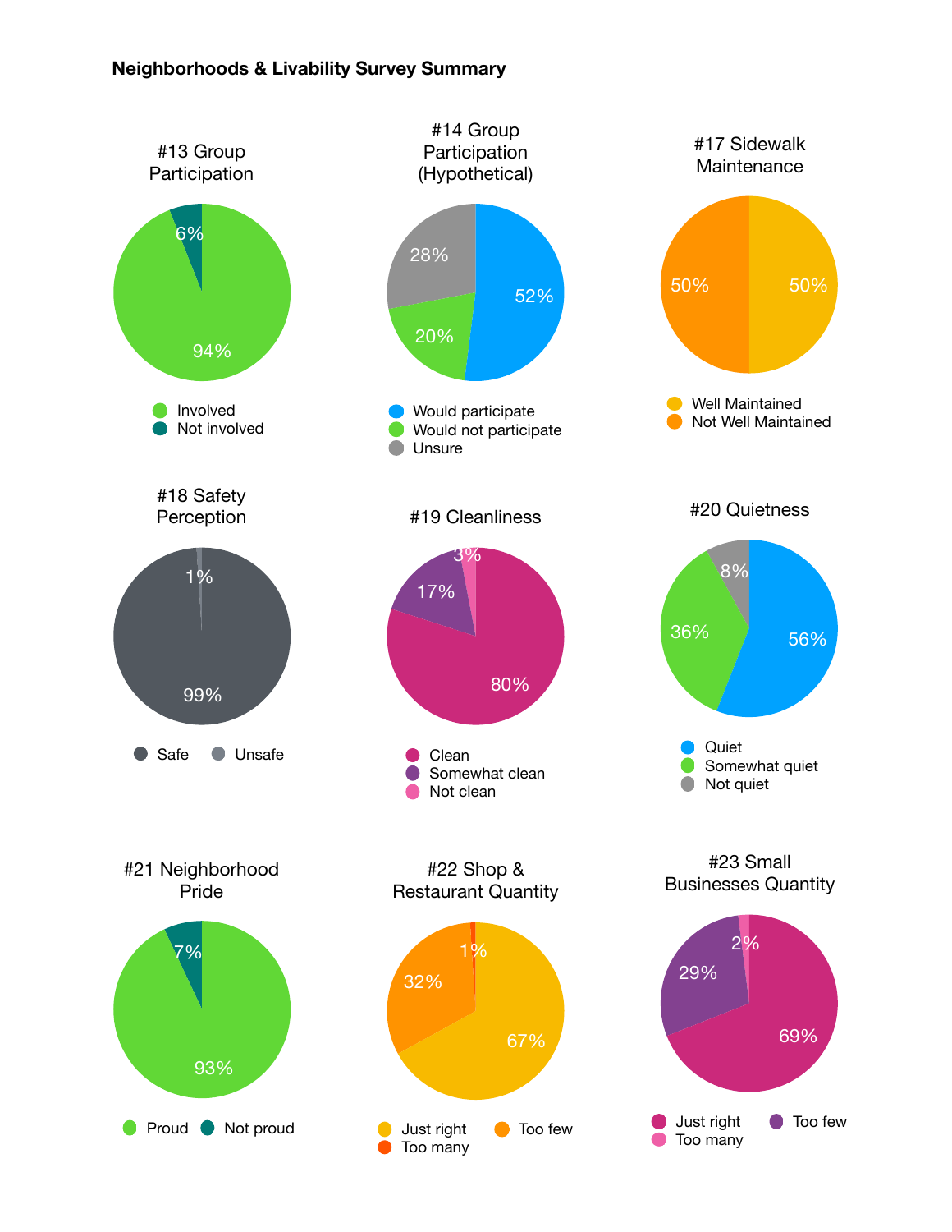**Neighborhoods & Livability Survey Summary**

### #13 Group Participation

- Involved: 94%
- Not involved: 6%

### #14 Group Participation (Hypothetical)

- Would participate: 52%
- Would not participate: 20%
- Unsure: 28%

### #17 Sidewalk Maintenance

- Well Maintained: 50%
- Not Well Maintained: 50%

### #18 Safety Perception

- Safe: 99%
- Unsafe: 1%

### #19 Cleanliness

- Clean: 80%
- Somewhat clean: 17%
- Not clean: 3%

### #20 Quietness

- Quiet: 56%
- Somewhat quiet: 36%
- Not quiet: 8%

### #21 Neighborhood Pride

- Proud: 93%
- Not proud: 7%

### #22 Shop & Restaurant Quantity

- Just right: 67%
- Too few: 32%
- Too many: 1%

### #23 Small Businesses Quantity

- Just right: 69%
- Too few: 29%
- Too many: 2%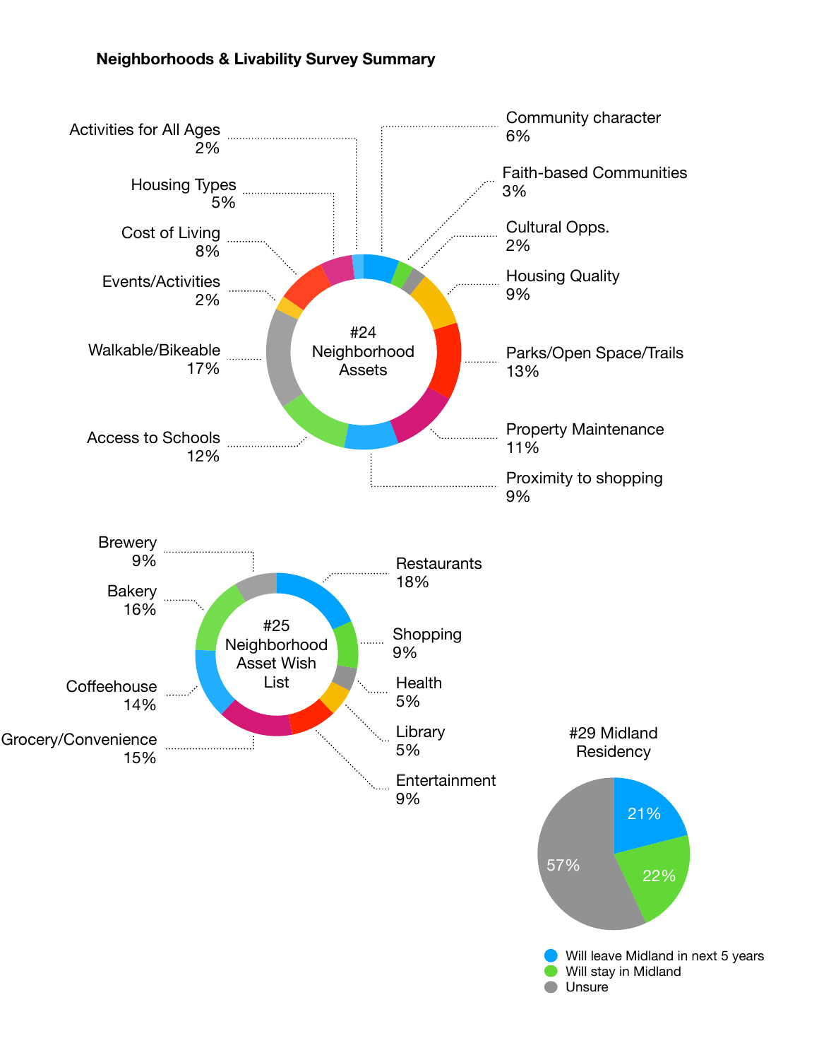**Neighborhoods & Livability Survey Summary**

#24 Neighborhood Assets

Activities for All Ages 2%
Housing Types 5%
Cost of Living 8%
Events/Activities 2%
Walkable/Bikeable 17%
Access to Schools 12%
Community character 6%
Faith-based Communities 3%
Cultural Opps. 2%
Housing Quality 9%
Parks/Open Space/Trails 13%
Property Maintenance 11%
Proximity to shopping 9%

#25 Neighborhood Asset Wish List

Brewery 9%
Bakery 16%
Coffeehouse 14%
Grocery/Convenience 15%
Restaurants 18%
Shopping 9%
Health 5%
Library 5%
Entertainment 9%

#29 Midland Residency

21%
22%
57%

Will leave Midland in next 5 years
Will stay in Midland
Unsure